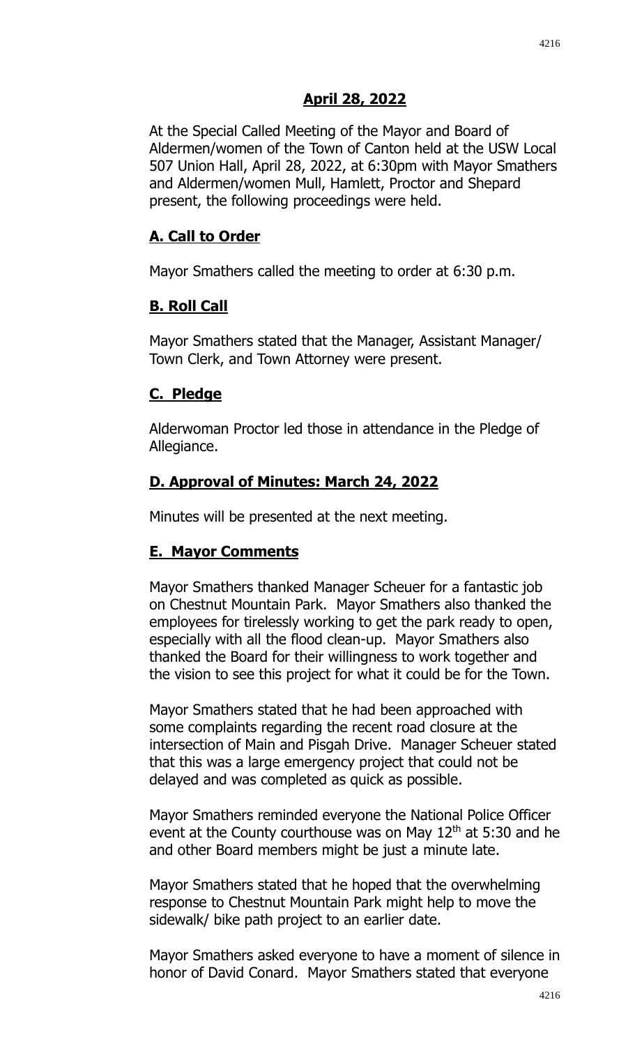## April 28, 2022

At the Special Called Meeting of the Mayor and Board of Aldermen/women of the Town of Canton held at the USW Local 507 Union Hall, April 28, 2022, at 6:30pm with Mayor Smathers and Aldermen/women Mull, Hamlett, Proctor and Shepard present, the following proceedings were held.

### A. Call to Order

Mayor Smathers called the meeting to order at 6:30 p.m.

### B. Roll Call

Mayor Smathers stated that the Manager, Assistant Manager/ Town Clerk, and Town Attorney were present.

### C. Pledge

Alderwoman Proctor led those in attendance in the Pledge of Allegiance.

### D. Approval of Minutes: March 24, 2022

Minutes will be presented at the next meeting.

### E. Mayor Comments

Mayor Smathers thanked Manager Scheuer for a fantastic job on Chestnut Mountain Park. Mayor Smathers also thanked the employees for tirelessly working to get the park ready to open, especially with all the flood clean-up. Mayor Smathers also thanked the Board for their willingness to work together and the vision to see this project for what it could be for the Town.

Mayor Smathers stated that he had been approached with some complaints regarding the recent road closure at the intersection of Main and Pisgah Drive. Manager Scheuer stated that this was a large emergency project that could not be delayed and was completed as quick as possible.

Mayor Smathers reminded everyone the National Police Officer event at the County courthouse was on May 12th at 5:30 and he and other Board members might be just a minute late.

Mayor Smathers stated that he hoped that the overwhelming response to Chestnut Mountain Park might help to move the sidewalk/ bike path project to an earlier date.

Mayor Smathers asked everyone to have a moment of silence in honor of David Conard. Mayor Smathers stated that everyone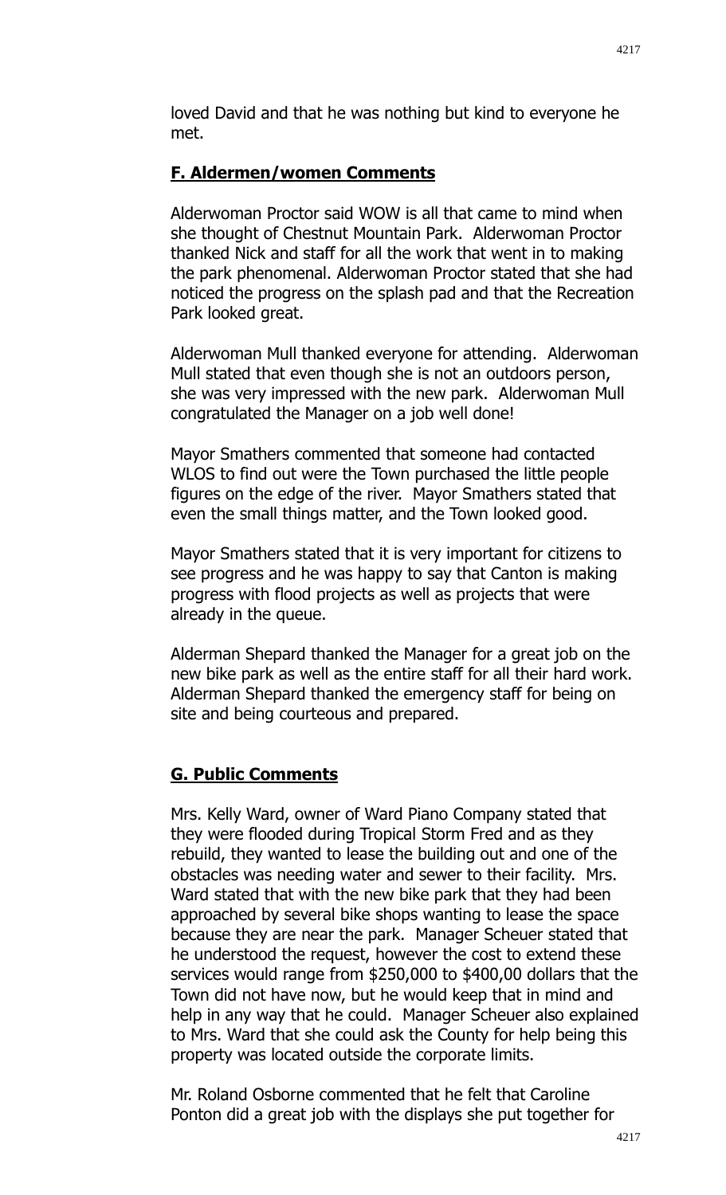loved David and that he was nothing but kind to everyone he met.

## F. Aldermen/women Comments

Alderwoman Proctor said WOW is all that came to mind when she thought of Chestnut Mountain Park. Alderwoman Proctor thanked Nick and staff for all the work that went in to making the park phenomenal. Alderwoman Proctor stated that she had noticed the progress on the splash pad and that the Recreation Park looked great.

Alderwoman Mull thanked everyone for attending. Alderwoman Mull stated that even though she is not an outdoors person, she was very impressed with the new park. Alderwoman Mull congratulated the Manager on a job well done!

Mayor Smathers commented that someone had contacted WLOS to find out were the Town purchased the little people figures on the edge of the river. Mayor Smathers stated that even the small things matter, and the Town looked good.

Mayor Smathers stated that it is very important for citizens to see progress and he was happy to say that Canton is making progress with flood projects as well as projects that were already in the queue.

Alderman Shepard thanked the Manager for a great job on the new bike park as well as the entire staff for all their hard work. Alderman Shepard thanked the emergency staff for being on site and being courteous and prepared.

## G. Public Comments

Mrs. Kelly Ward, owner of Ward Piano Company stated that they were flooded during Tropical Storm Fred and as they rebuild, they wanted to lease the building out and one of the obstacles was needing water and sewer to their facility. Mrs. Ward stated that with the new bike park that they had been approached by several bike shops wanting to lease the space because they are near the park. Manager Scheuer stated that he understood the request, however the cost to extend these services would range from $250,000 to $400,00 dollars that the Town did not have now, but he would keep that in mind and help in any way that he could. Manager Scheuer also explained to Mrs. Ward that she could ask the County for help being this property was located outside the corporate limits.

Mr. Roland Osborne commented that he felt that Caroline Ponton did a great job with the displays she put together for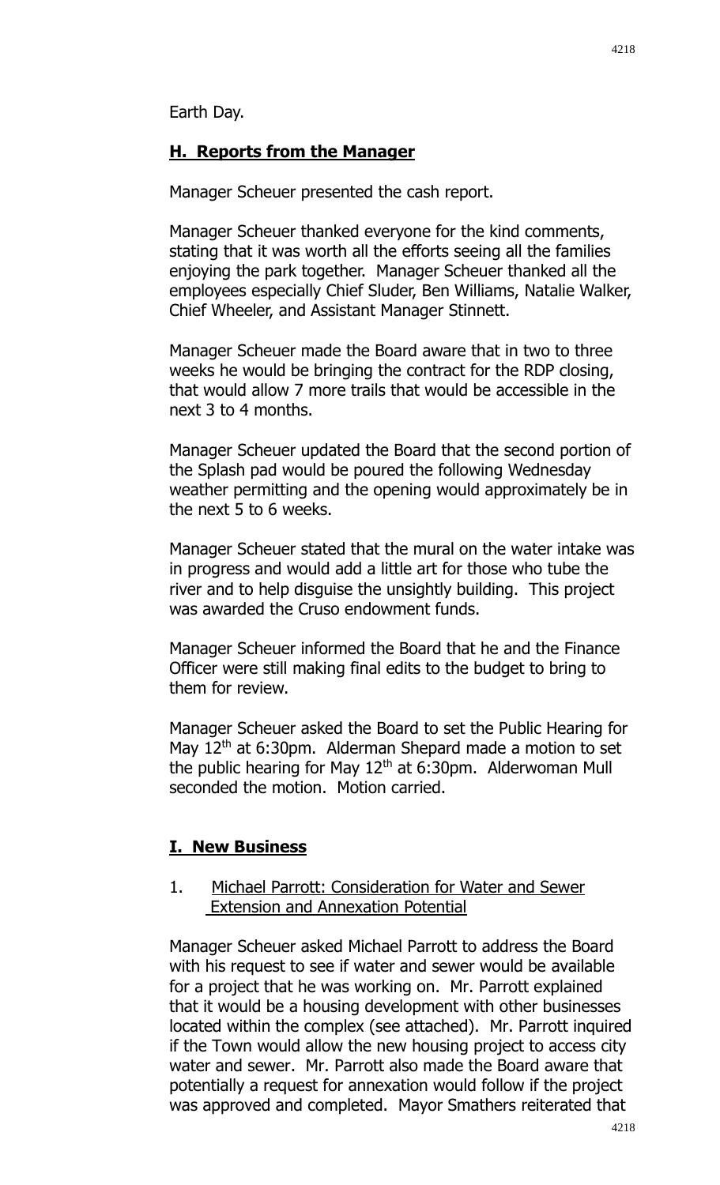Earth Day.

## **H. Reports from the Manager**

Manager Scheuer presented the cash report.

Manager Scheuer thanked everyone for the kind comments, stating that it was worth all the efforts seeing all the families enjoying the park together. Manager Scheuer thanked all the employees especially Chief Sluder, Ben Williams, Natalie Walker, Chief Wheeler, and Assistant Manager Stinnett.

Manager Scheuer made the Board aware that in two to three weeks he would be bringing the contract for the RDP closing, that would allow 7 more trails that would be accessible in the next 3 to 4 months.

Manager Scheuer updated the Board that the second portion of the Splash pad would be poured the following Wednesday weather permitting and the opening would approximately be in the next 5 to 6 weeks.

Manager Scheuer stated that the mural on the water intake was in progress and would add a little art for those who tube the river and to help disguise the unsightly building. This project was awarded the Cruso endowment funds.

Manager Scheuer informed the Board that he and the Finance Officer were still making final edits to the budget to bring to them for review.

Manager Scheuer asked the Board to set the Public Hearing for May 12th at 6:30pm. Alderman Shepard made a motion to set the public hearing for May 12th at 6:30pm. Alderwoman Mull seconded the motion. Motion carried.

## **I. New Business**

1. Michael Parrott: Consideration for Water and Sewer Extension and Annexation Potential

Manager Scheuer asked Michael Parrott to address the Board with his request to see if water and sewer would be available for a project that he was working on. Mr. Parrott explained that it would be a housing development with other businesses located within the complex (see attached). Mr. Parrott inquired if the Town would allow the new housing project to access city water and sewer. Mr. Parrott also made the Board aware that potentially a request for annexation would follow if the project was approved and completed. Mayor Smathers reiterated that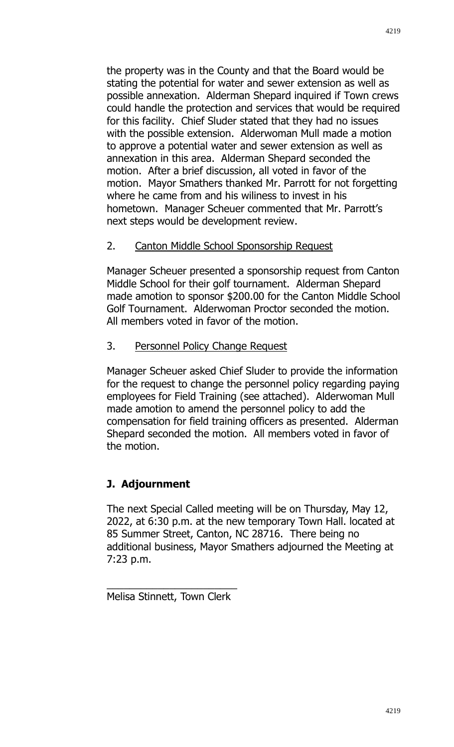the property was in the County and that the Board would be stating the potential for water and sewer extension as well as possible annexation. Alderman Shepard inquired if Town crews could handle the protection and services that would be required for this facility. Chief Sluder stated that they had no issues with the possible extension. Alderwoman Mull made a motion to approve a potential water and sewer extension as well as annexation in this area. Alderman Shepard seconded the motion. After a brief discussion, all voted in favor of the motion. Mayor Smathers thanked Mr. Parrott for not forgetting where he came from and his wiliness to invest in his hometown. Manager Scheuer commented that Mr. Parrott's next steps would be development review.

2. Canton Middle School Sponsorship Request

Manager Scheuer presented a sponsorship request from Canton Middle School for their golf tournament. Alderman Shepard made amotion to sponsor $200.00 for the Canton Middle School Golf Tournament. Alderwoman Proctor seconded the motion. All members voted in favor of the motion.

3. Personnel Policy Change Request

Manager Scheuer asked Chief Sluder to provide the information for the request to change the personnel policy regarding paying employees for Field Training (see attached). Alderwoman Mull made amotion to amend the personnel policy to add the compensation for field training officers as presented. Alderman Shepard seconded the motion. All members voted in favor of the motion.

## J. Adjournment

The next Special Called meeting will be on Thursday, May 12, 2022, at 6:30 p.m. at the new temporary Town Hall. located at 85 Summer Street, Canton, NC 28716. There being no additional business, Mayor Smathers adjourned the Meeting at 7:23 p.m.

\_\_\_\_\_\_\_\_\_\_\_\_\_\_\_\_\_\_\_\_\_\_\_\_

Melisa Stinnett, Town Clerk